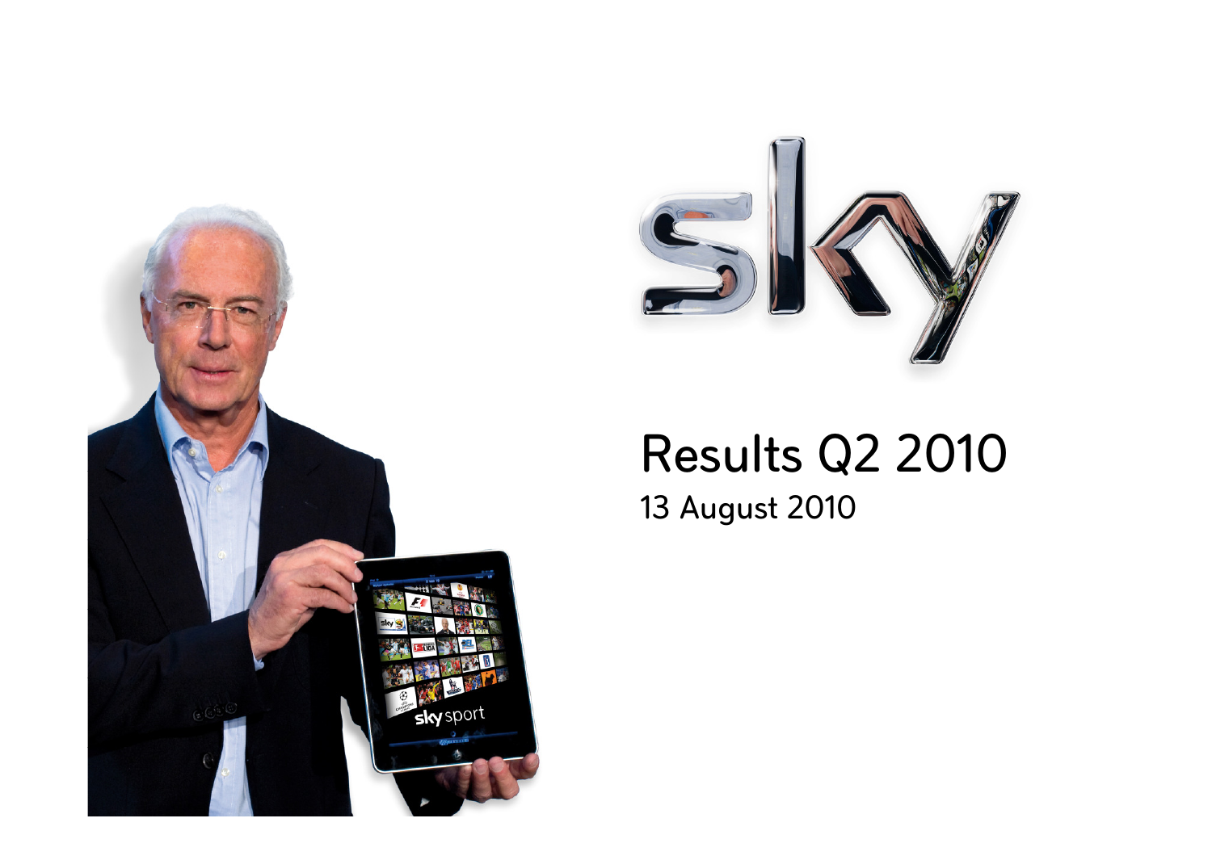# Results Q2 2010

13 August 2010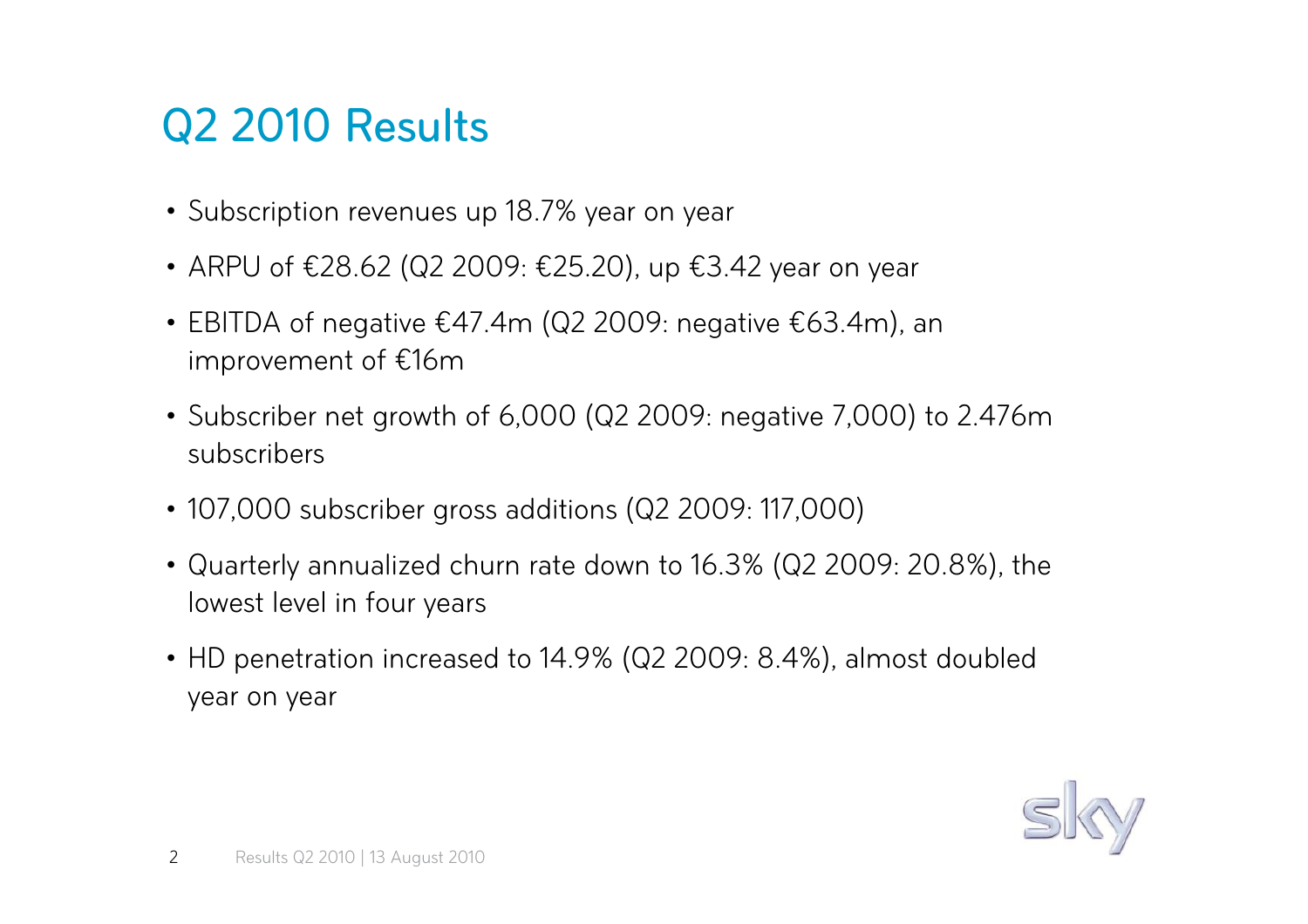# Q2 2010 Results

- Subscription revenues up 18.7% year on year
- ARPU of €28.62 (Q2 2009: €25.20), up €3.42 year on year
- EBITDA of negative €47.4m (Q2 2009: negative €63.4m), an improvement of €16m
- Subscriber net growth of 6,000 (Q2 2009: negative 7,000) to 2.476m subscribers
- 107,000 subscriber gross additions (Q2 2009: 117,000)
- Quarterly annualized churn rate down to 16.3% (Q2 2009: 20.8%), the lowest level in four years
- HD penetration increased to 14.9% (Q2 2009: 8.4%), almost doubled year on year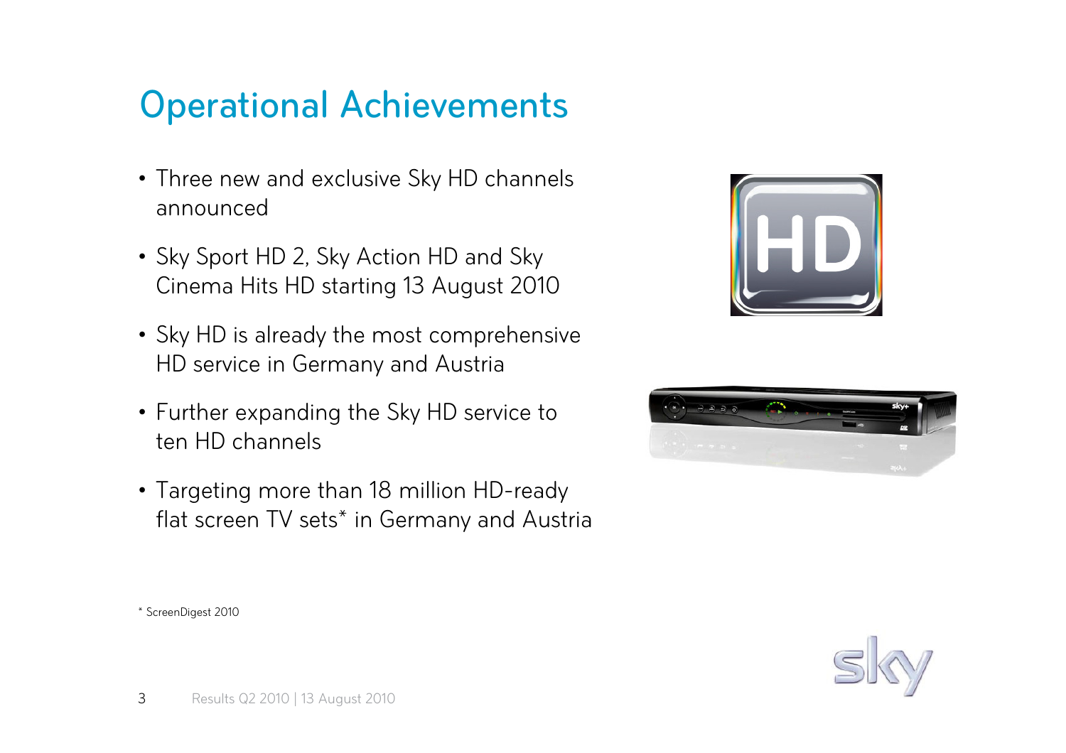# Operational Achievements

- Three new and exclusive Sky HD channels announced
- Sky Sport HD 2, Sky Action HD and Sky Cinema Hits HD starting 13 August 2010
- Sky HD is already the most comprehensive HD service in Germany and Austria
- Further expanding the Sky HD service to ten HD channels
- Targeting more than 18 million HD-ready flat screen TV sets* in Germany and Austria

* ScreenDigest 2010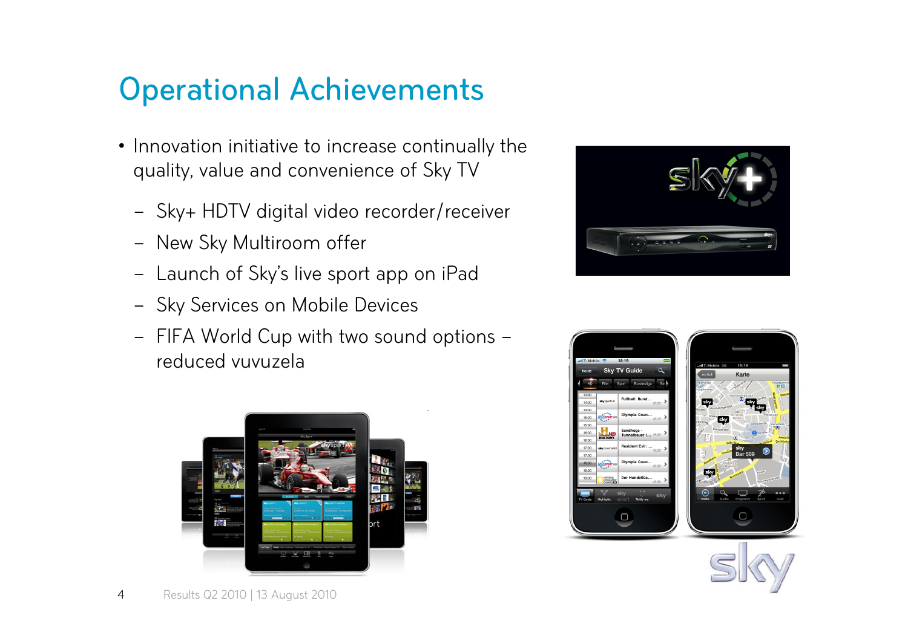# Operational Achievements

- Innovation initiative to increase continually the quality, value and convenience of Sky TV
  - Sky+ HDTV digital video recorder/receiver
  - New Sky Multiroom offer
  - Launch of Sky's live sport app on iPad
  - Sky Services on Mobile Devices
  - FIFA World Cup with two sound options – reduced vuvuzela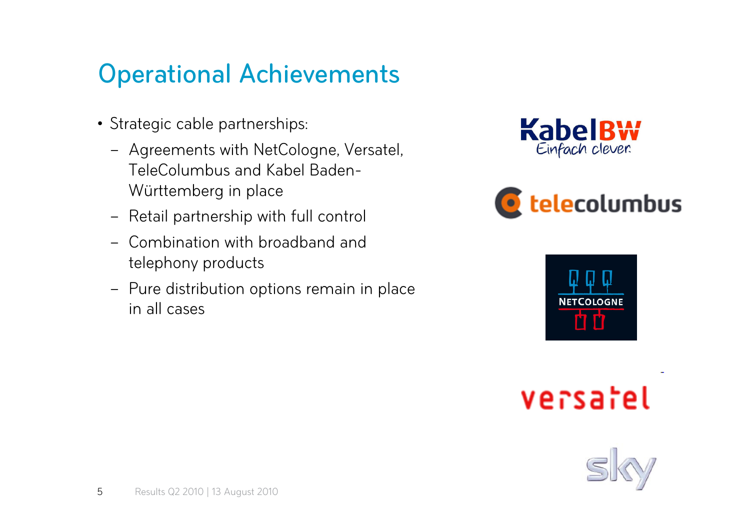# Operational Achievements

- Strategic cable partnerships:
  - Agreements with NetCologne, Versatel, TeleColumbus and Kabel Baden-Württemberg in place
  - Retail partnership with full control
  - Combination with broadband and telephony products
  - Pure distribution options remain in place in all cases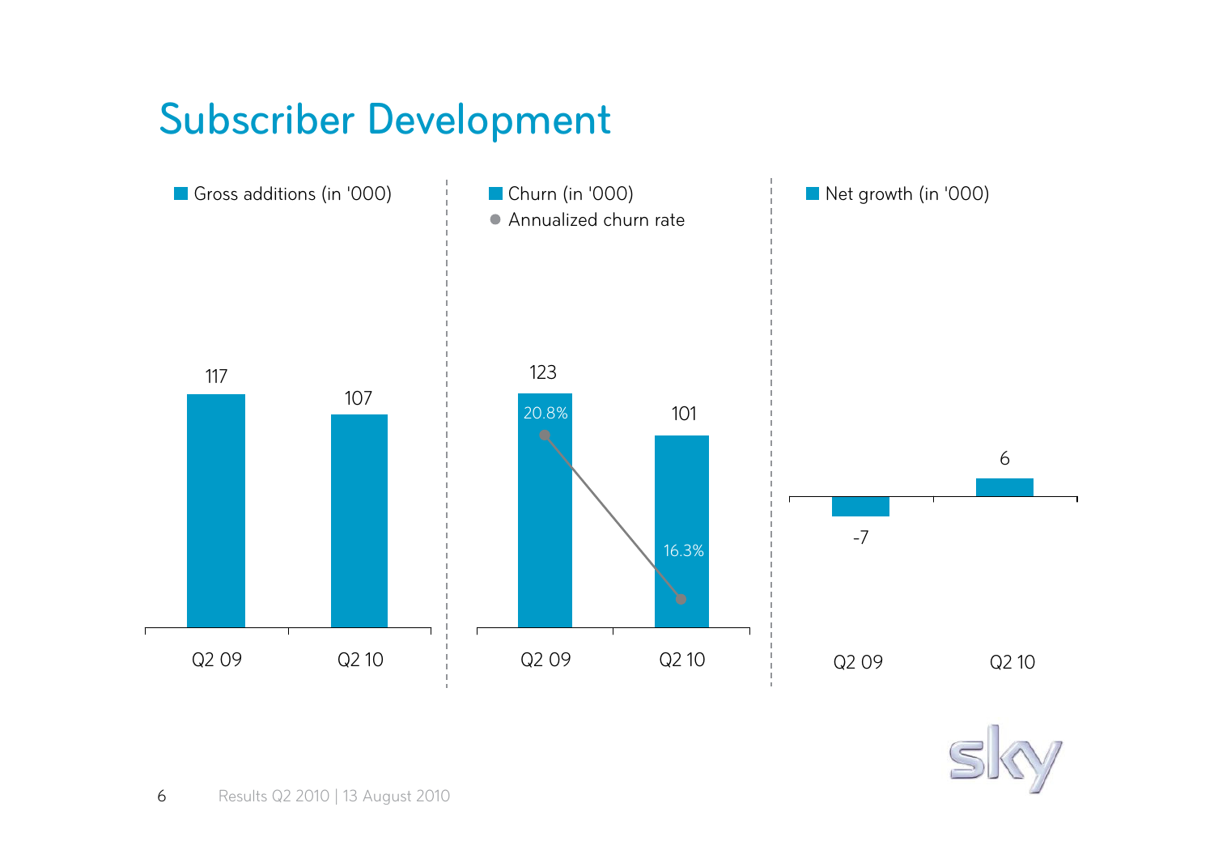# Subscriber Development

Gross additions (in '000)

| | Q2 09 | Q2 10 |
|---|---|---|
| Gross additions (in '000) | 117 | 107 |

Churn (in '000)
Annualized churn rate

| | Q2 09 | Q2 10 |
|---|---|---|
| Churn (in '000) | 123 | 101 |
| Annualized churn rate | 20.8% | 16.3% |

Net growth (in '000)

| | Q2 09 | Q2 10 |
|---|---|---|
| Net growth (in '000) | -7 | 6 |

Results Q2 2010 | 13 August 2010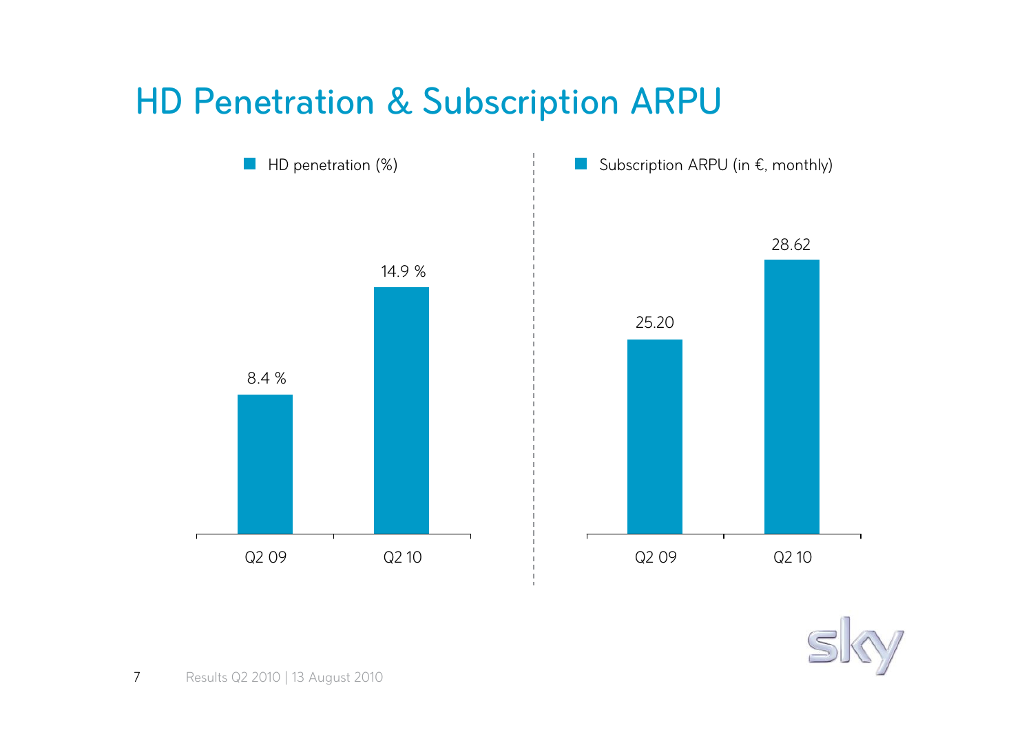# HD Penetration & Subscription ARPU

HD penetration (%)

| | Q2 09 | Q2 10 |
|---|---|---|
| HD penetration (%) | 8.4 % | 14.9 % |

Subscription ARPU (in €, monthly)

| | Q2 09 | Q2 10 |
|---|---|---|
| Subscription ARPU (in €, monthly) | 25.20 | 28.62 |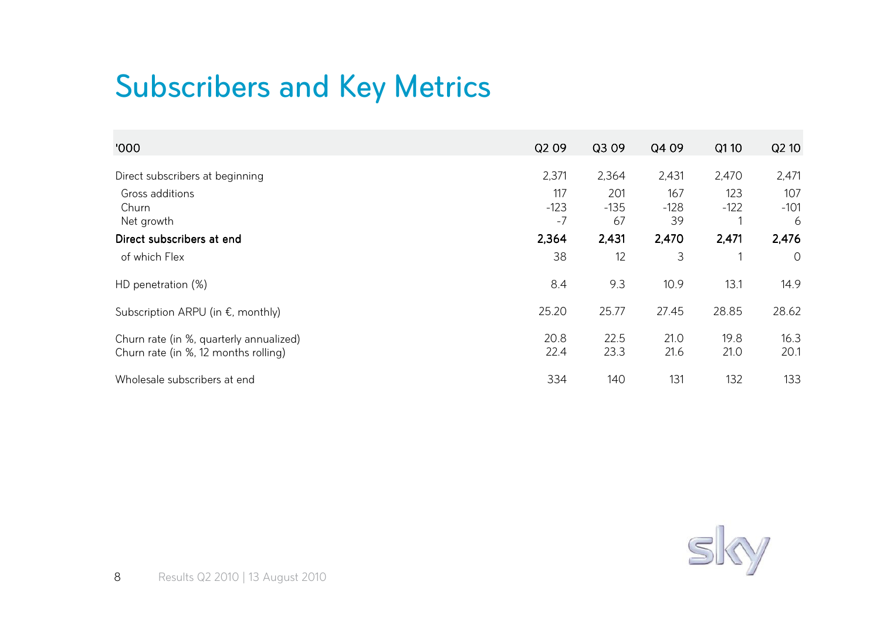# Subscribers and Key Metrics

| '000 | Q2 09 | Q3 09 | Q4 09 | Q1 10 | Q2 10 |
|---|---|---|---|---|---|
| Direct subscribers at beginning | 2,371 | 2,364 | 2,431 | 2,470 | 2,471 |
| Gross additions | 117 | 201 | 167 | 123 | 107 |
| Churn | -123 | -135 | -128 | -122 | -101 |
| Net growth | -7 | 67 | 39 | 1 | 6 |
| **Direct subscribers at end** | **2,364** | **2,431** | **2,470** | **2,471** | **2,476** |
| of which Flex | 38 | 12 | 3 | 1 | 0 |
| HD penetration (%) | 8.4 | 9.3 | 10.9 | 13.1 | 14.9 |
| Subscription ARPU (in €, monthly) | 25.20 | 25.77 | 27.45 | 28.85 | 28.62 |
| Churn rate (in %, quarterly annualized) | 20.8 | 22.5 | 21.0 | 19.8 | 16.3 |
| Churn rate (in %, 12 months rolling) | 22.4 | 23.3 | 21.6 | 21.0 | 20.1 |
| Wholesale subscribers at end | 334 | 140 | 131 | 132 | 133 |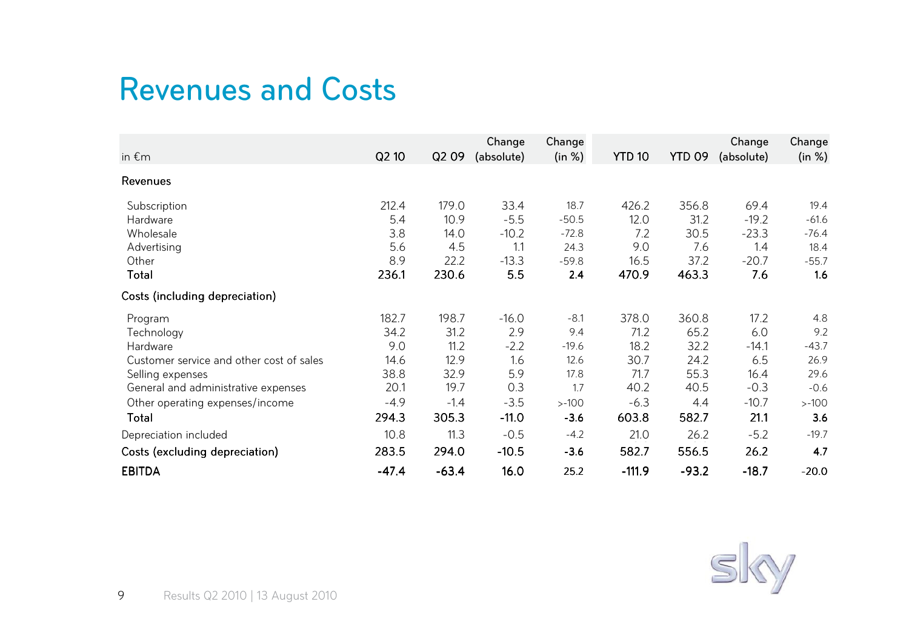# Revenues and Costs

| in €m | Q2 10 | Q2 09 | Change (absolute) | Change (in %) | YTD 10 | YTD 09 | Change (absolute) | Change (in %) |
|---|---|---|---|---|---|---|---|---|
| **Revenues** | | | | | | | | |
| Subscription | 212.4 | 179.0 | 33.4 | 18.7 | 426.2 | 356.8 | 69.4 | 19.4 |
| Hardware | 5.4 | 10.9 | -5.5 | -50.5 | 12.0 | 31.2 | -19.2 | -61.6 |
| Wholesale | 3.8 | 14.0 | -10.2 | -72.8 | 7.2 | 30.5 | -23.3 | -76.4 |
| Advertising | 5.6 | 4.5 | 1.1 | 24.3 | 9.0 | 7.6 | 1.4 | 18.4 |
| Other | 8.9 | 22.2 | -13.3 | -59.8 | 16.5 | 37.2 | -20.7 | -55.7 |
| **Total** | **236.1** | **230.6** | **5.5** | **2.4** | **470.9** | **463.3** | **7.6** | **1.6** |
| **Costs (including depreciation)** | | | | | | | | |
| Program | 182.7 | 198.7 | -16.0 | -8.1 | 378.0 | 360.8 | 17.2 | 4.8 |
| Technology | 34.2 | 31.2 | 2.9 | 9.4 | 71.2 | 65.2 | 6.0 | 9.2 |
| Hardware | 9.0 | 11.2 | -2.2 | -19.6 | 18.2 | 32.2 | -14.1 | -43.7 |
| Customer service and other cost of sales | 14.6 | 12.9 | 1.6 | 12.6 | 30.7 | 24.2 | 6.5 | 26.9 |
| Selling expenses | 38.8 | 32.9 | 5.9 | 17.8 | 71.7 | 55.3 | 16.4 | 29.6 |
| General and administrative expenses | 20.1 | 19.7 | 0.3 | 1.7 | 40.2 | 40.5 | -0.3 | -0.6 |
| Other operating expenses/income | -4.9 | -1.4 | -3.5 | >-100 | -6.3 | 4.4 | -10.7 | >-100 |
| **Total** | **294.3** | **305.3** | **-11.0** | **-3.6** | **603.8** | **582.7** | **21.1** | **3.6** |
| Depreciation included | 10.8 | 11.3 | -0.5 | -4.2 | 21.0 | 26.2 | -5.2 | -19.7 |
| **Costs (excluding depreciation)** | **283.5** | **294.0** | **-10.5** | **-3.6** | **582.7** | **556.5** | **26.2** | **4.7** |
| **EBITDA** | **-47.4** | **-63.4** | **16.0** | 25.2 | **-111.9** | **-93.2** | **-18.7** | -20.0 |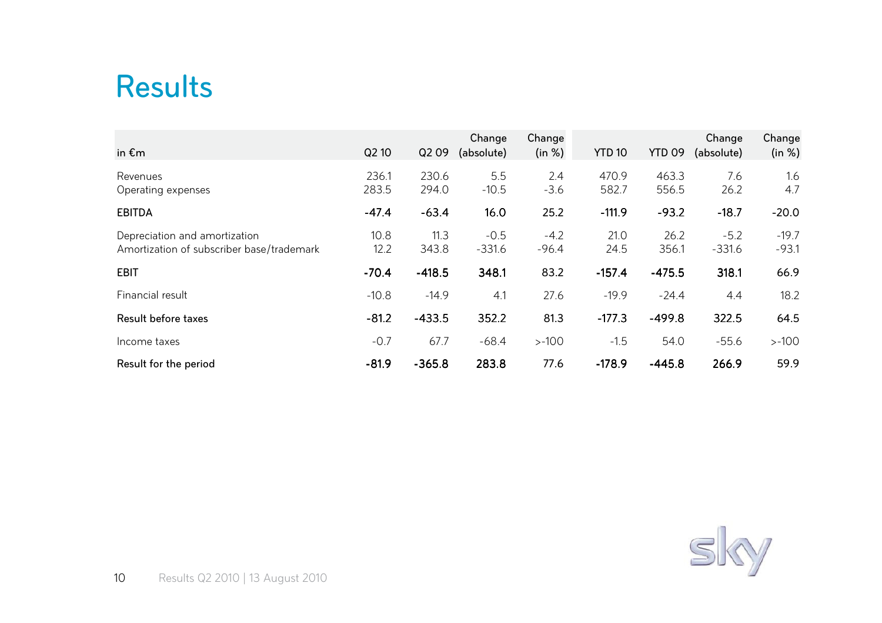# Results

| in €m | Q2 10 | Q2 09 | Change (absolute) | Change (in %) | YTD 10 | YTD 09 | Change (absolute) | Change (in %) |
|---|---|---|---|---|---|---|---|---|
| Revenues | 236.1 | 230.6 | 5.5 | 2.4 | 470.9 | 463.3 | 7.6 | 1.6 |
| Operating expenses | 283.5 | 294.0 | -10.5 | -3.6 | 582.7 | 556.5 | 26.2 | 4.7 |
| **EBITDA** | **-47.4** | **-63.4** | **16.0** | **25.2** | **-111.9** | **-93.2** | **-18.7** | **-20.0** |
| Depreciation and amortization | 10.8 | 11.3 | -0.5 | -4.2 | 21.0 | 26.2 | -5.2 | -19.7 |
| Amortization of subscriber base/trademark | 12.2 | 343.8 | -331.6 | -96.4 | 24.5 | 356.1 | -331.6 | -93.1 |
| **EBIT** | **-70.4** | **-418.5** | **348.1** | **83.2** | **-157.4** | **-475.5** | **318.1** | **66.9** |
| Financial result | -10.8 | -14.9 | 4.1 | 27.6 | -19.9 | -24.4 | 4.4 | 18.2 |
| **Result before taxes** | **-81.2** | **-433.5** | **352.2** | **81.3** | **-177.3** | **-499.8** | **322.5** | **64.5** |
| Income taxes | -0.7 | 67.7 | -68.4 | >-100 | -1.5 | 54.0 | -55.6 | >-100 |
| **Result for the period** | **-81.9** | **-365.8** | **283.8** | **77.6** | **-178.9** | **-445.8** | **266.9** | **59.9** |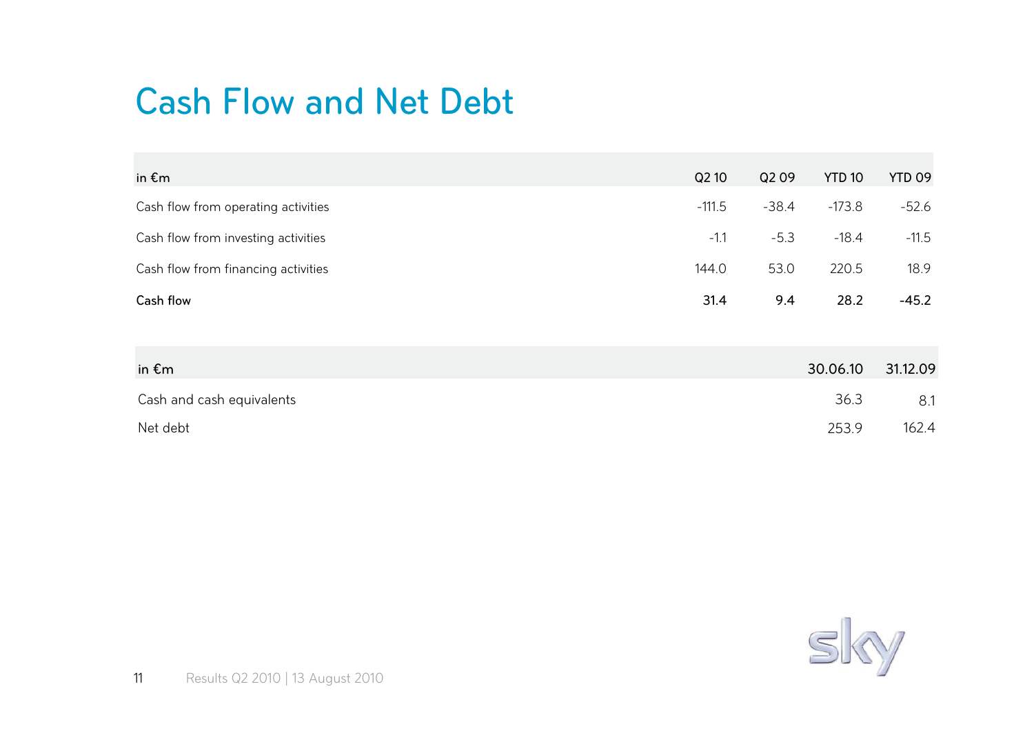# Cash Flow and Net Debt

| in €m | Q2 10 | Q2 09 | YTD 10 | YTD 09 |
|---|---|---|---|---|
| Cash flow from operating activities | -111.5 | -38.4 | -173.8 | -52.6 |
| Cash flow from investing activities | -1.1 | -5.3 | -18.4 | -11.5 |
| Cash flow from financing activities | 144.0 | 53.0 | 220.5 | 18.9 |
| **Cash flow** | **31.4** | **9.4** | **28.2** | **-45.2** |

| in €m | 30.06.10 | 31.12.09 |
|---|---|---|
| Cash and cash equivalents | 36.3 | 8.1 |
| Net debt | 253.9 | 162.4 |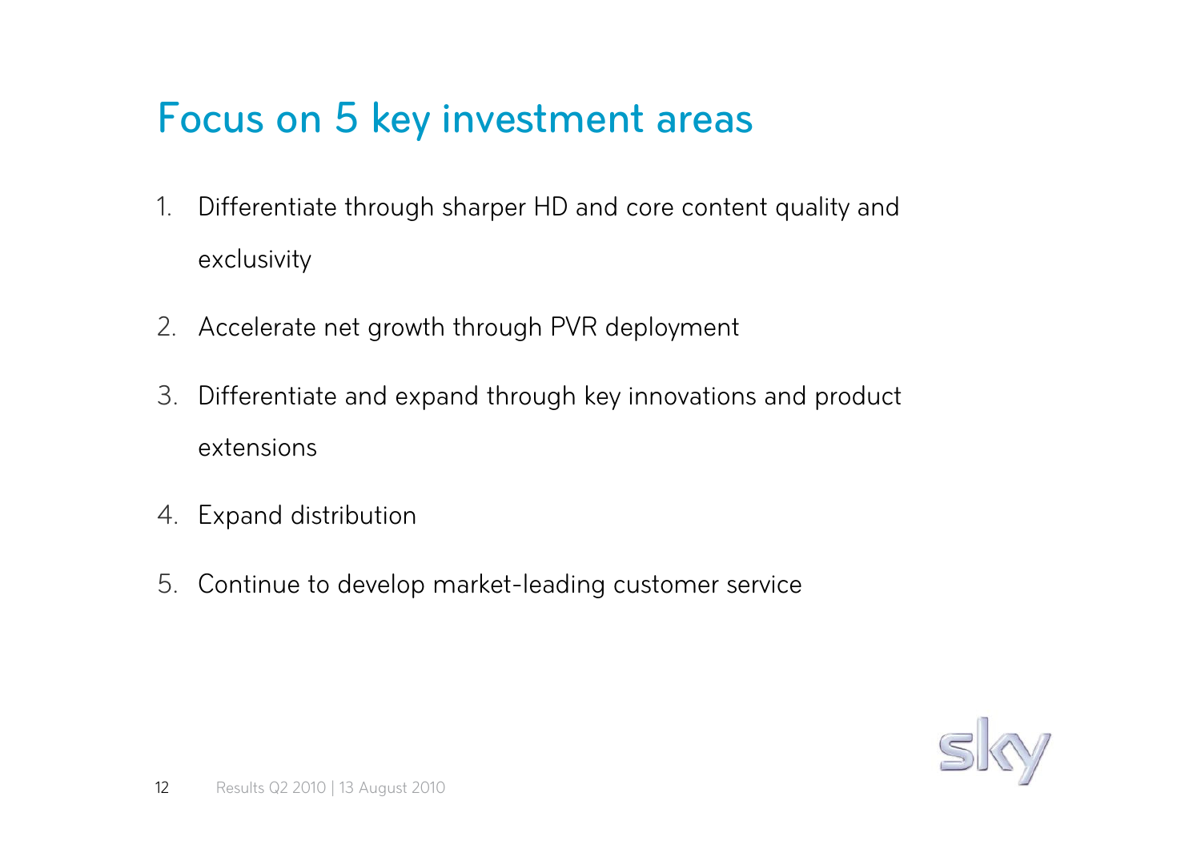# Focus on 5 key investment areas

1. Differentiate through sharper HD and core content quality and exclusivity
2. Accelerate net growth through PVR deployment
3. Differentiate and expand through key innovations and product extensions
4. Expand distribution
5. Continue to develop market-leading customer service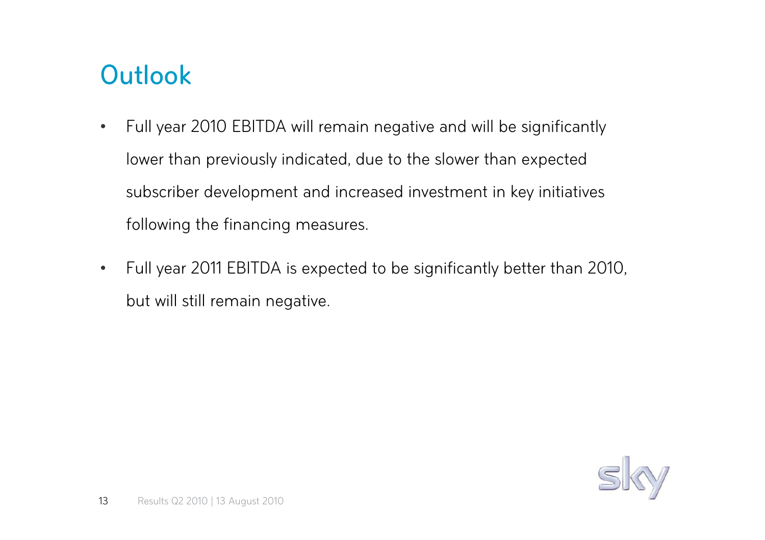# Outlook

- Full year 2010 EBITDA will remain negative and will be significantly lower than previously indicated, due to the slower than expected subscriber development and increased investment in key initiatives following the financing measures.
- Full year 2011 EBITDA is expected to be significantly better than 2010, but will still remain negative.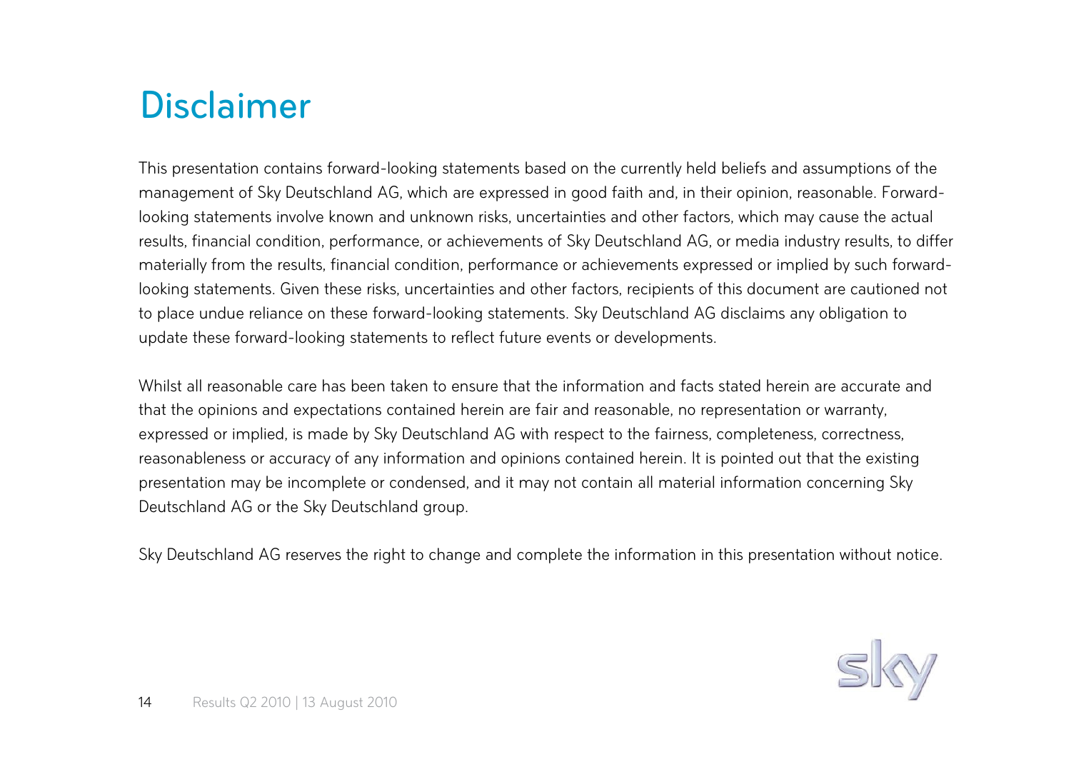# Disclaimer

This presentation contains forward-looking statements based on the currently held beliefs and assumptions of the management of Sky Deutschland AG, which are expressed in good faith and, in their opinion, reasonable. Forward-looking statements involve known and unknown risks, uncertainties and other factors, which may cause the actual results, financial condition, performance, or achievements of Sky Deutschland AG, or media industry results, to differ materially from the results, financial condition, performance or achievements expressed or implied by such forward-looking statements. Given these risks, uncertainties and other factors, recipients of this document are cautioned not to place undue reliance on these forward-looking statements. Sky Deutschland AG disclaims any obligation to update these forward-looking statements to reflect future events or developments.

Whilst all reasonable care has been taken to ensure that the information and facts stated herein are accurate and that the opinions and expectations contained herein are fair and reasonable, no representation or warranty, expressed or implied, is made by Sky Deutschland AG with respect to the fairness, completeness, correctness, reasonableness or accuracy of any information and opinions contained herein. It is pointed out that the existing presentation may be incomplete or condensed, and it may not contain all material information concerning Sky Deutschland AG or the Sky Deutschland group.

Sky Deutschland AG reserves the right to change and complete the information in this presentation without notice.